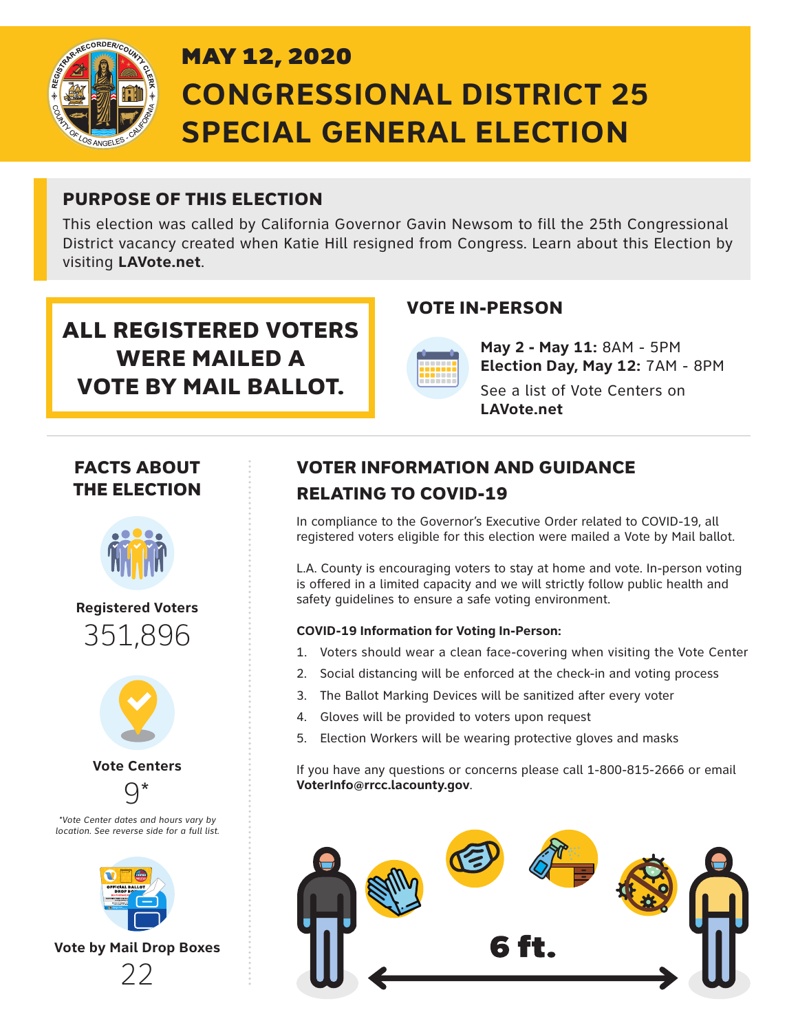# MAY 12, 2020

# CONGRESSIONAL DISTRICT 25 SPECIAL GENERAL ELECTION

## PURPOSE OF THIS ELECTION

This election was called by California Governor Gavin Newsom to fill the 25th Congressional District vacancy created when Katie Hill resigned from Congress. Learn about this Election by visiting **LAVote.net**.

## ALL REGISTERED VOTERS WERE MAILED A VOTE BY MAIL BALLOT.

## VOTE IN-PERSON

**May 2 - May 11:** 8AM - 5PM
**Election Day, May 12:** 7AM - 8PM

See a list of Vote Centers on **LAVote.net**

## FACTS ABOUT THE ELECTION

**Registered Voters**
351,896

**Vote Centers**
9*

*Vote Center dates and hours vary by location. See reverse side for a full list.*

**Vote by Mail Drop Boxes**
22

## VOTER INFORMATION AND GUIDANCE RELATING TO COVID-19

In compliance to the Governor's Executive Order related to COVID-19, all registered voters eligible for this election were mailed a Vote by Mail ballot.

L.A. County is encouraging voters to stay at home and vote. In-person voting is offered in a limited capacity and we will strictly follow public health and safety guidelines to ensure a safe voting environment.

**COVID-19 Information for Voting In-Person:**

1. Voters should wear a clean face-covering when visiting the Vote Center
2. Social distancing will be enforced at the check-in and voting process
3. The Ballot Marking Devices will be sanitized after every voter
4. Gloves will be provided to voters upon request
5. Election Workers will be wearing protective gloves and masks

If you have any questions or concerns please call 1-800-815-2666 or email **VoterInfo@rrcc.lacounty.gov**.

6 ft.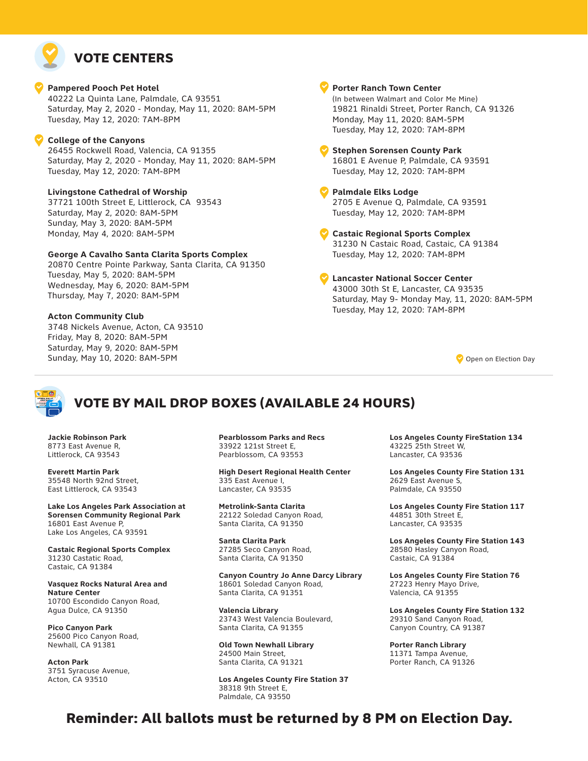## VOTE CENTERS

**Pampered Pooch Pet Hotel**
40222 La Quinta Lane, Palmdale, CA 93551
Saturday, May 2, 2020 - Monday, May 11, 2020: 8AM-5PM
Tuesday, May 12, 2020: 7AM-8PM

**College of the Canyons**
26455 Rockwell Road, Valencia, CA 91355
Saturday, May 2, 2020 - Monday, May 11, 2020: 8AM-5PM
Tuesday, May 12, 2020: 7AM-8PM

**Livingstone Cathedral of Worship**
37721 100th Street E, Littlerock, CA 93543
Saturday, May 2, 2020: 8AM-5PM
Sunday, May 3, 2020: 8AM-5PM
Monday, May 4, 2020: 8AM-5PM

**George A Cavalho Santa Clarita Sports Complex**
20870 Centre Pointe Parkway, Santa Clarita, CA 91350
Tuesday, May 5, 2020: 8AM-5PM
Wednesday, May 6, 2020: 8AM-5PM
Thursday, May 7, 2020: 8AM-5PM

**Acton Community Club**
3748 Nickels Avenue, Acton, CA 93510
Friday, May 8, 2020: 8AM-5PM
Saturday, May 9, 2020: 8AM-5PM
Sunday, May 10, 2020: 8AM-5PM

**Porter Ranch Town Center**
(In between Walmart and Color Me Mine)
19821 Rinaldi Street, Porter Ranch, CA 91326
Monday, May 11, 2020: 8AM-5PM
Tuesday, May 12, 2020: 7AM-8PM

**Stephen Sorensen County Park**
16801 E Avenue P, Palmdale, CA 93591
Tuesday, May 12, 2020: 7AM-8PM

**Palmdale Elks Lodge**
2705 E Avenue Q, Palmdale, CA 93591
Tuesday, May 12, 2020: 7AM-8PM

**Castaic Regional Sports Complex**
31230 N Castaic Road, Castaic, CA 91384
Tuesday, May 12, 2020: 7AM-8PM

**Lancaster National Soccer Center**
43000 30th St E, Lancaster, CA 93535
Saturday, May 9- Monday May, 11, 2020: 8AM-5PM
Tuesday, May 12, 2020: 7AM-8PM

Open on Election Day

## VOTE BY MAIL DROP BOXES (AVAILABLE 24 HOURS)

**Jackie Robinson Park**
8773 East Avenue R,
Littlerock, CA 93543

**Everett Martin Park**
35548 North 92nd Street,
East Littlerock, CA 93543

**Lake Los Angeles Park Association at Sorensen Community Regional Park**
16801 East Avenue P,
Lake Los Angeles, CA 93591

**Castaic Regional Sports Complex**
31230 Castatic Road,
Castaic, CA 91384

**Vasquez Rocks Natural Area and Nature Center**
10700 Escondido Canyon Road,
Agua Dulce, CA 91350

**Pico Canyon Park**
25600 Pico Canyon Road,
Newhall, CA 91381

**Acton Park**
3751 Syracuse Avenue,
Acton, CA 93510

**Pearblossom Parks and Recs**
33922 121st Street E,
Pearblossom, CA 93553

**High Desert Regional Health Center**
335 East Avenue I,
Lancaster, CA 93535

**Metrolink-Santa Clarita**
22122 Soledad Canyon Road,
Santa Clarita, CA 91350

**Santa Clarita Park**
27285 Seco Canyon Road,
Santa Clarita, CA 91350

**Canyon Country Jo Anne Darcy Library**
18601 Soledad Canyon Road,
Santa Clarita, CA 91351

**Valencia Library**
23743 West Valencia Boulevard,
Santa Clarita, CA 91355

**Old Town Newhall Library**
24500 Main Street,
Santa Clarita, CA 91321

**Los Angeles County Fire Station 37**
38318 9th Street E,
Palmdale, CA 93550

**Los Angeles County FireStation 134**
43225 25th Street W,
Lancaster, CA 93536

**Los Angeles County Fire Station 131**
2629 East Avenue S,
Palmdale, CA 93550

**Los Angeles County Fire Station 117**
44851 30th Street E,
Lancaster, CA 93535

**Los Angeles County Fire Station 143**
28580 Hasley Canyon Road,
Castaic, CA 91384

**Los Angeles County Fire Station 76**
27223 Henry Mayo Drive,
Valencia, CA 91355

**Los Angeles County Fire Station 132**
29310 Sand Canyon Road,
Canyon Country, CA 91387

**Porter Ranch Library**
11371 Tampa Avenue,
Porter Ranch, CA 91326

**Reminder: All ballots must be returned by 8 PM on Election Day.**